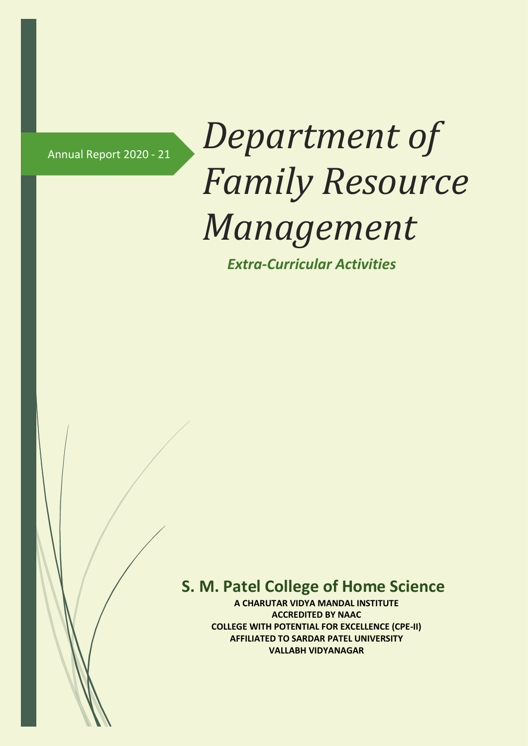Annual Report 2020 - 21

# *Department of Family Resource Management*

***Extra-Curricular Activities***

## S. M. Patel College of Home Science

**A CHARUTAR VIDYA MANDAL INSTITUTE**
**ACCREDITED BY NAAC**
**COLLEGE WITH POTENTIAL FOR EXCELLENCE (CPE-II)**
**AFFILIATED TO SARDAR PATEL UNIVERSITY**
**VALLABH VIDYANAGAR**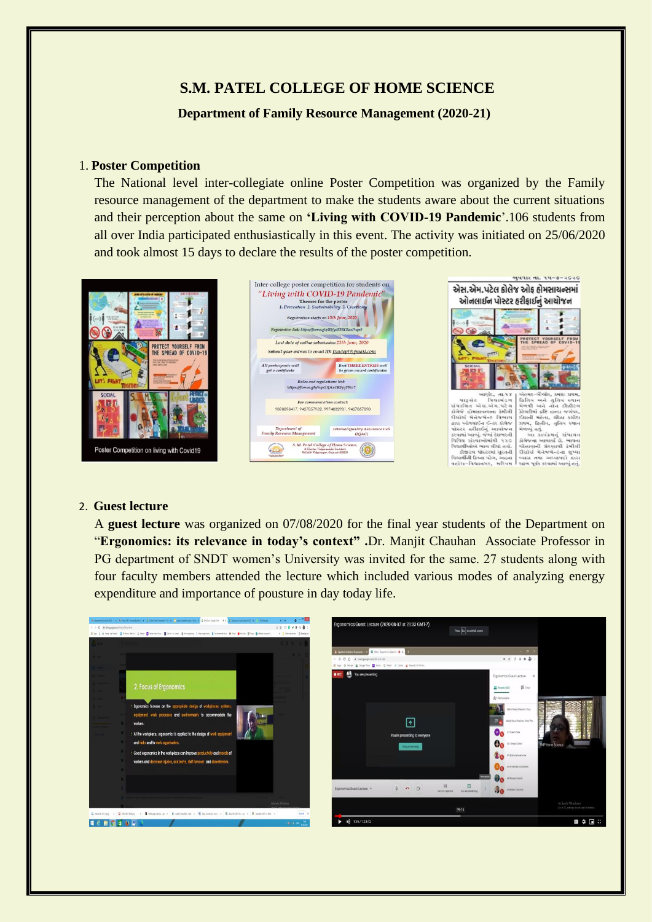# S.M. PATEL COLLEGE OF HOME SCIENCE

## Department of Family Resource Management (2020-21)

1. **Poster Competition**

The National level inter-collegiate online Poster Competition was organized by the Family resource management of the department to make the students aware about the current situations and their perception about the same on **'Living with COVID-19 Pandemic**'.106 students from all over India participated enthusiastically in this event. The activity was initiated on 25/06/2020 and took almost 15 days to declare the results of the poster competition.

2. **Guest lecture**

A **guest lecture** was organized on 07/08/2020 for the final year students of the Department on "**Ergonomics: its relevance in today's context" .**Dr. Manjit Chauhan Associate Professor in PG department of SNDT women's University was invited for the same. 27 students along with four faculty members attended the lecture which included various modes of analyzing energy expenditure and importance of pousture in day today life.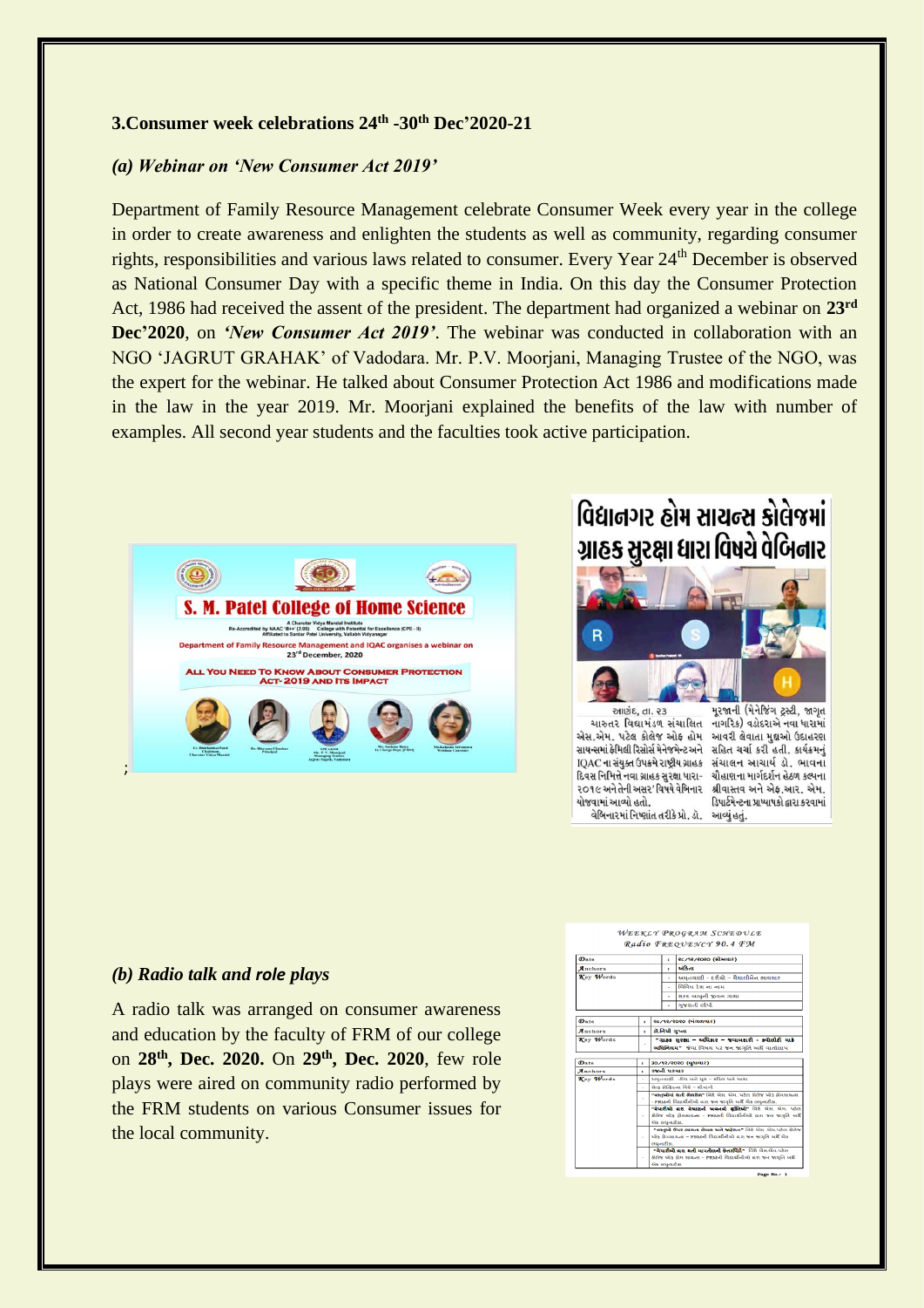### 3.Consumer week celebrations 24th -30th Dec'2020-21

#### *(a) Webinar on 'New Consumer Act 2019'*

Department of Family Resource Management celebrate Consumer Week every year in the college in order to create awareness and enlighten the students as well as community, regarding consumer rights, responsibilities and various laws related to consumer. Every Year 24th December is observed as National Consumer Day with a specific theme in India. On this day the Consumer Protection Act, 1986 had received the assent of the president. The department had organized a webinar on **23rd Dec'2020**, on ***'New Consumer Act 2019'***. The webinar was conducted in collaboration with an NGO 'JAGRUT GRAHAK' of Vadodara. Mr. P.V. Moorjani, Managing Trustee of the NGO, was the expert for the webinar. He talked about Consumer Protection Act 1986 and modifications made in the law in the year 2019. Mr. Moorjani explained the benefits of the law with number of examples. All second year students and the faculties took active participation.

;

#### *(b) Radio talk and role plays*

A radio talk was arranged on consumer awareness and education by the faculty of FRM of our college on **28th, Dec. 2020.** On **29th, Dec. 2020**, few role plays were aired on community radio performed by the FRM students on various Consumer issues for the local community.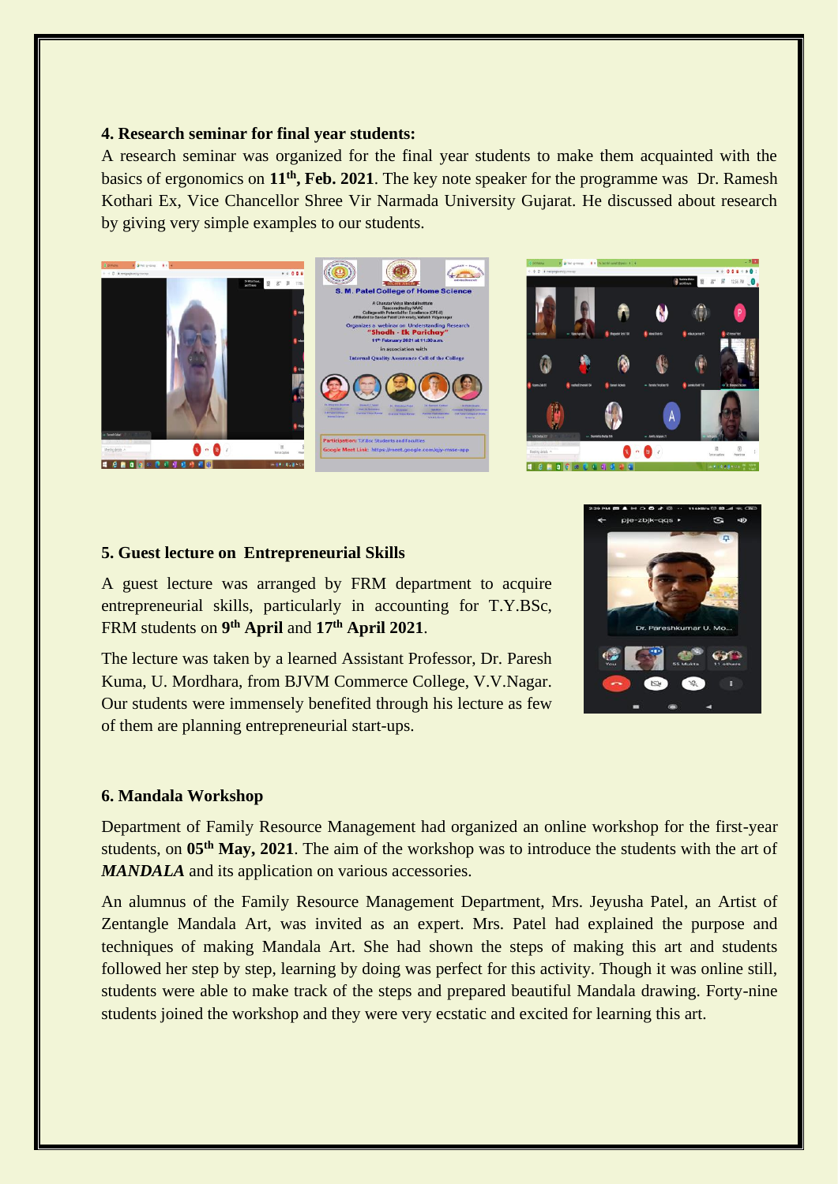**4. Research seminar for final year students:**

A research seminar was organized for the final year students to make them acquainted with the basics of ergonomics on **11th, Feb. 2021**. The key note speaker for the programme was Dr. Ramesh Kothari Ex, Vice Chancellor Shree Vir Narmada University Gujarat. He discussed about research by giving very simple examples to our students.

**5. Guest lecture on Entrepreneurial Skills**

A guest lecture was arranged by FRM department to acquire entrepreneurial skills, particularly in accounting for T.Y.BSc, FRM students on **9th April** and **17th April 2021**.

The lecture was taken by a learned Assistant Professor, Dr. Paresh Kuma, U. Mordhara, from BJVM Commerce College, V.V.Nagar. Our students were immensely benefited through his lecture as few of them are planning entrepreneurial start-ups.

**6. Mandala Workshop**

Department of Family Resource Management had organized an online workshop for the first-year students, on **05th May, 2021**. The aim of the workshop was to introduce the students with the art of ***MANDALA*** and its application on various accessories.

An alumnus of the Family Resource Management Department, Mrs. Jeyusha Patel, an Artist of Zentangle Mandala Art, was invited as an expert. Mrs. Patel had explained the purpose and techniques of making Mandala Art. She had shown the steps of making this art and students followed her step by step, learning by doing was perfect for this activity. Though it was online still, students were able to make track of the steps and prepared beautiful Mandala drawing. Forty-nine students joined the workshop and they were very ecstatic and excited for learning this art.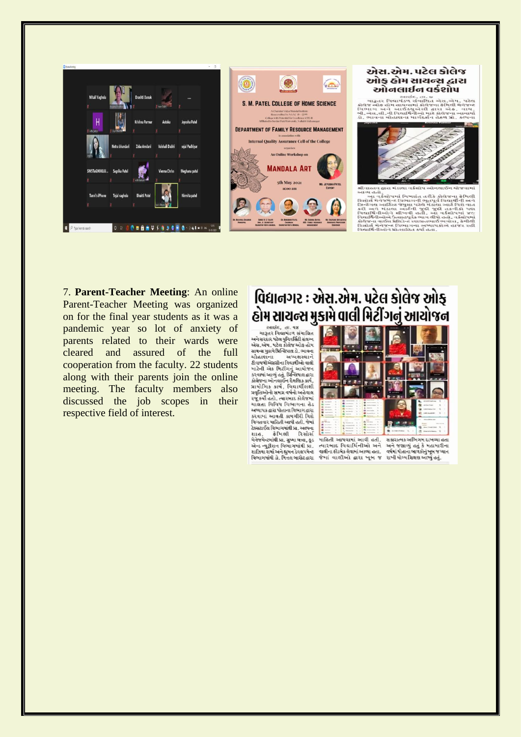7. **Parent-Teacher Meeting**: An online Parent-Teacher Meeting was organized on for the final year students as it was a pandemic year so lot of anxiety of parents related to their wards were cleared and assured of the full cooperation from the faculty. 22 students along with their parents join the online meeting. The faculty members also discussed the job scopes in their respective field of interest.